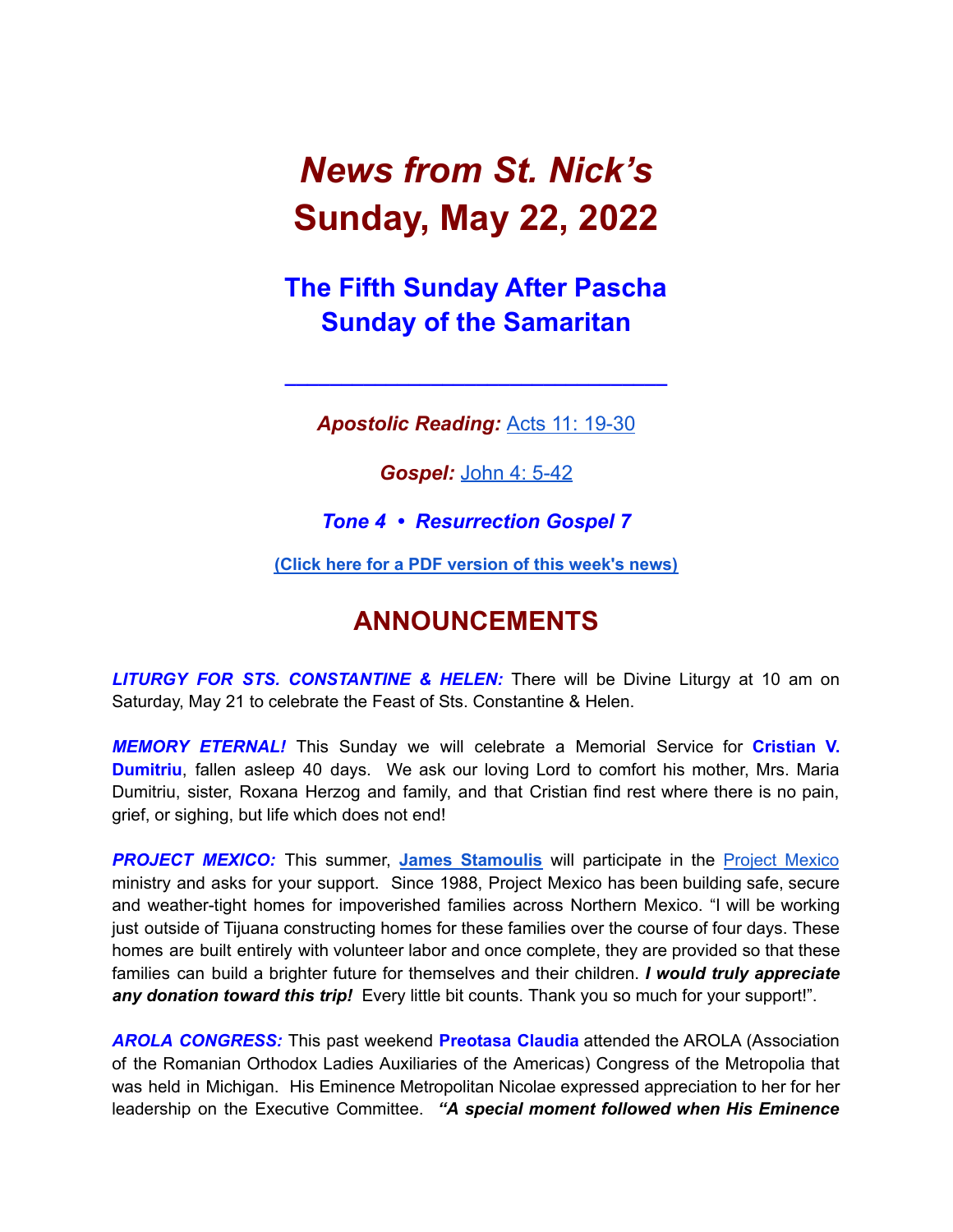# *News from St. Nick's*
# Sunday, May 22, 2022

## The Fifth Sunday After Pascha
## Sunday of the Samaritan

---

***Apostolic Reading:*** Acts 11: 19-30

***Gospel:*** John 4: 5-42

***Tone 4 • Resurrection Gospel 7***

**(Click here for a PDF version of this week's news)**

## ANNOUNCEMENTS

***LITURGY FOR STS. CONSTANTINE & HELEN:*** There will be Divine Liturgy at 10 am on Saturday, May 21 to celebrate the Feast of Sts. Constantine & Helen.

***MEMORY ETERNAL!*** This Sunday we will celebrate a Memorial Service for **Cristian V. Dumitriu**, fallen asleep 40 days. We ask our loving Lord to comfort his mother, Mrs. Maria Dumitriu, sister, Roxana Herzog and family, and that Cristian find rest where there is no pain, grief, or sighing, but life which does not end!

***PROJECT MEXICO:*** This summer, **James Stamoulis** will participate in the Project Mexico ministry and asks for your support. Since 1988, Project Mexico has been building safe, secure and weather-tight homes for impoverished families across Northern Mexico. "I will be working just outside of Tijuana constructing homes for these families over the course of four days. These homes are built entirely with volunteer labor and once complete, they are provided so that these families can build a brighter future for themselves and their children. ***I would truly appreciate any donation toward this trip!*** Every little bit counts. Thank you so much for your support!".

***AROLA CONGRESS:*** This past weekend **Preotasa Claudia** attended the AROLA (Association of the Romanian Orthodox Ladies Auxiliaries of the Americas) Congress of the Metropolia that was held in Michigan. His Eminence Metropolitan Nicolae expressed appreciation to her for her leadership on the Executive Committee. ***"A special moment followed when His Eminence***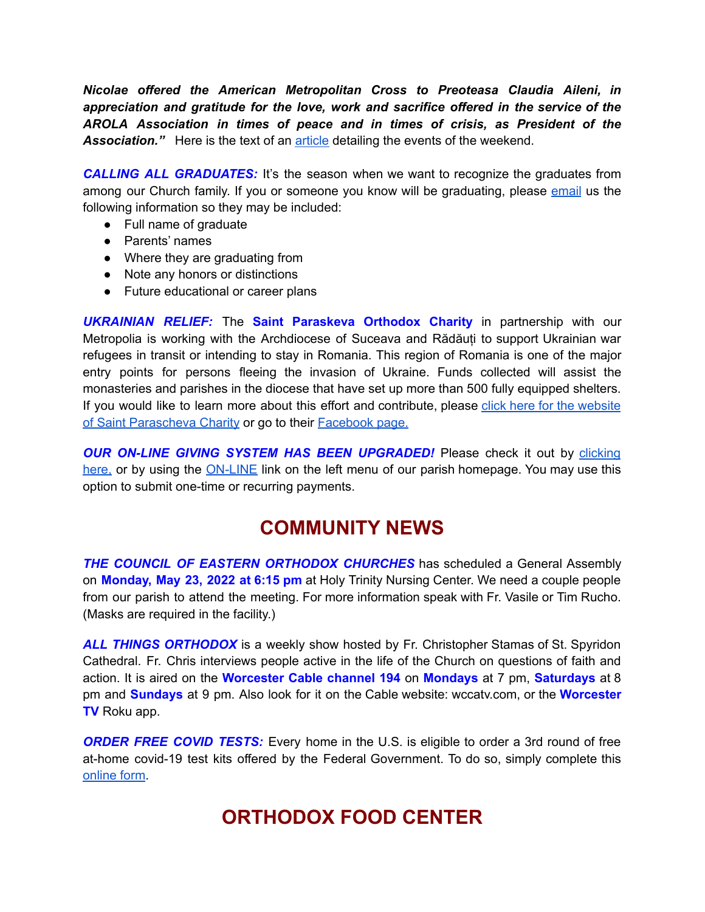***Nicolae offered the American Metropolitan Cross to Preoteasa Claudia Aileni, in appreciation and gratitude for the love, work and sacrifice offered in the service of the AROLA Association in times of peace and in times of crisis, as President of the Association."*** Here is the text of an article detailing the events of the weekend.

***CALLING ALL GRADUATES:*** It's the season when we want to recognize the graduates from among our Church family. If you or someone you know will be graduating, please email us the following information so they may be included:

- Full name of graduate
- Parents' names
- Where they are graduating from
- Note any honors or distinctions
- Future educational or career plans

***UKRAINIAN RELIEF:*** The **Saint Paraskeva Orthodox Charity** in partnership with our Metropolia is working with the Archdiocese of Suceava and Rădăuți to support Ukrainian war refugees in transit or intending to stay in Romania. This region of Romania is one of the major entry points for persons fleeing the invasion of Ukraine. Funds collected will assist the monasteries and parishes in the diocese that have set up more than 500 fully equipped shelters. If you would like to learn more about this effort and contribute, please click here for the website of Saint Parascheva Charity or go to their Facebook page.

***OUR ON-LINE GIVING SYSTEM HAS BEEN UPGRADED!*** Please check it out by clicking here, or by using the ON-LINE link on the left menu of our parish homepage. You may use this option to submit one-time or recurring payments.

## COMMUNITY NEWS

***THE COUNCIL OF EASTERN ORTHODOX CHURCHES*** has scheduled a General Assembly on **Monday, May 23, 2022 at 6:15 pm** at Holy Trinity Nursing Center. We need a couple people from our parish to attend the meeting. For more information speak with Fr. Vasile or Tim Rucho. (Masks are required in the facility.)

***ALL THINGS ORTHODOX*** is a weekly show hosted by Fr. Christopher Stamas of St. Spyridon Cathedral. Fr. Chris interviews people active in the life of the Church on questions of faith and action. It is aired on the **Worcester Cable channel 194** on **Mondays** at 7 pm, **Saturdays** at 8 pm and **Sundays** at 9 pm. Also look for it on the Cable website: wccatv.com, or the **Worcester TV** Roku app.

***ORDER FREE COVID TESTS:*** Every home in the U.S. is eligible to order a 3rd round of free at-home covid-19 test kits offered by the Federal Government. To do so, simply complete this online form.

## ORTHODOX FOOD CENTER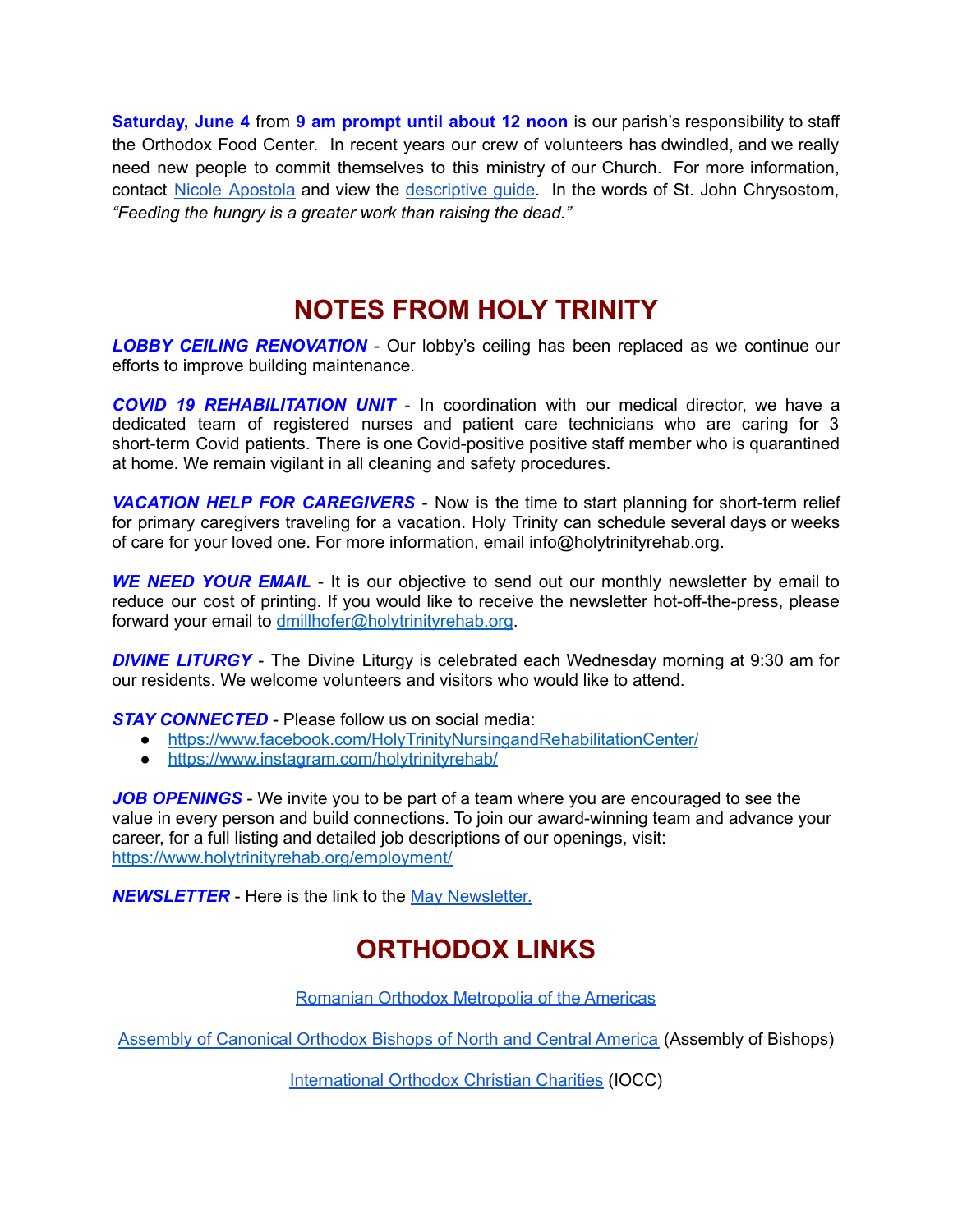**Saturday, June 4** from **9 am prompt until about 12 noon** is our parish's responsibility to staff the Orthodox Food Center. In recent years our crew of volunteers has dwindled, and we really need new people to commit themselves to this ministry of our Church. For more information, contact Nicole Apostola and view the descriptive guide. In the words of St. John Chrysostom, *"Feeding the hungry is a greater work than raising the dead."*

## NOTES FROM HOLY TRINITY

***LOBBY CEILING RENOVATION*** - Our lobby's ceiling has been replaced as we continue our efforts to improve building maintenance.

***COVID 19 REHABILITATION UNIT*** - In coordination with our medical director, we have a dedicated team of registered nurses and patient care technicians who are caring for 3 short-term Covid patients. There is one Covid-positive positive staff member who is quarantined at home. We remain vigilant in all cleaning and safety procedures.

***VACATION HELP FOR CAREGIVERS*** - Now is the time to start planning for short-term relief for primary caregivers traveling for a vacation. Holy Trinity can schedule several days or weeks of care for your loved one. For more information, email info@holytrinityrehab.org.

***WE NEED YOUR EMAIL*** - It is our objective to send out our monthly newsletter by email to reduce our cost of printing. If you would like to receive the newsletter hot-off-the-press, please forward your email to dmillhofer@holytrinityrehab.org.

***DIVINE LITURGY*** - The Divine Liturgy is celebrated each Wednesday morning at 9:30 am for our residents. We welcome volunteers and visitors who would like to attend.

***STAY CONNECTED*** - Please follow us on social media:

- https://www.facebook.com/HolyTrinityNursingandRehabilitationCenter/
- https://www.instagram.com/holytrinityrehab/

***JOB OPENINGS*** - We invite you to be part of a team where you are encouraged to see the value in every person and build connections. To join our award-winning team and advance your career, for a full listing and detailed job descriptions of our openings, visit: https://www.holytrinityrehab.org/employment/

***NEWSLETTER*** - Here is the link to the May Newsletter.

## ORTHODOX LINKS

Romanian Orthodox Metropolia of the Americas

Assembly of Canonical Orthodox Bishops of North and Central America (Assembly of Bishops)

International Orthodox Christian Charities (IOCC)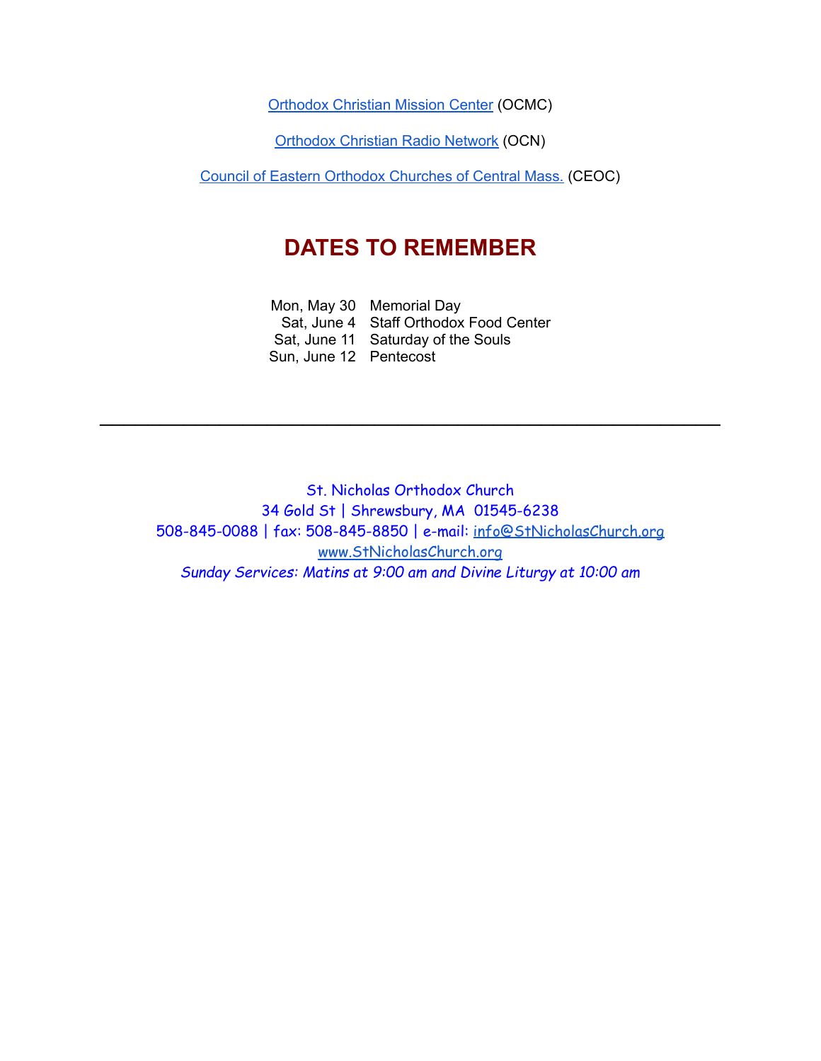[Orthodox Christian Mission Center](#) (OCMC)

[Orthodox Christian Radio Network](#) (OCN)

[Council of Eastern Orthodox Churches of Central Mass.](#) (CEOC)

## DATES TO REMEMBER

| | |
|---|---|
| Mon, May 30 | Memorial Day |
| Sat, June 4 | Staff Orthodox Food Center |
| Sat, June 11 | Saturday of the Souls |
| Sun, June 12 | Pentecost |

---

St. Nicholas Orthodox Church
34 Gold St | Shrewsbury, MA 01545-6238
508-845-0088 | fax: 508-845-8850 | e-mail: info@StNicholasChurch.org
www.StNicholasChurch.org
*Sunday Services: Matins at 9:00 am and Divine Liturgy at 10:00 am*